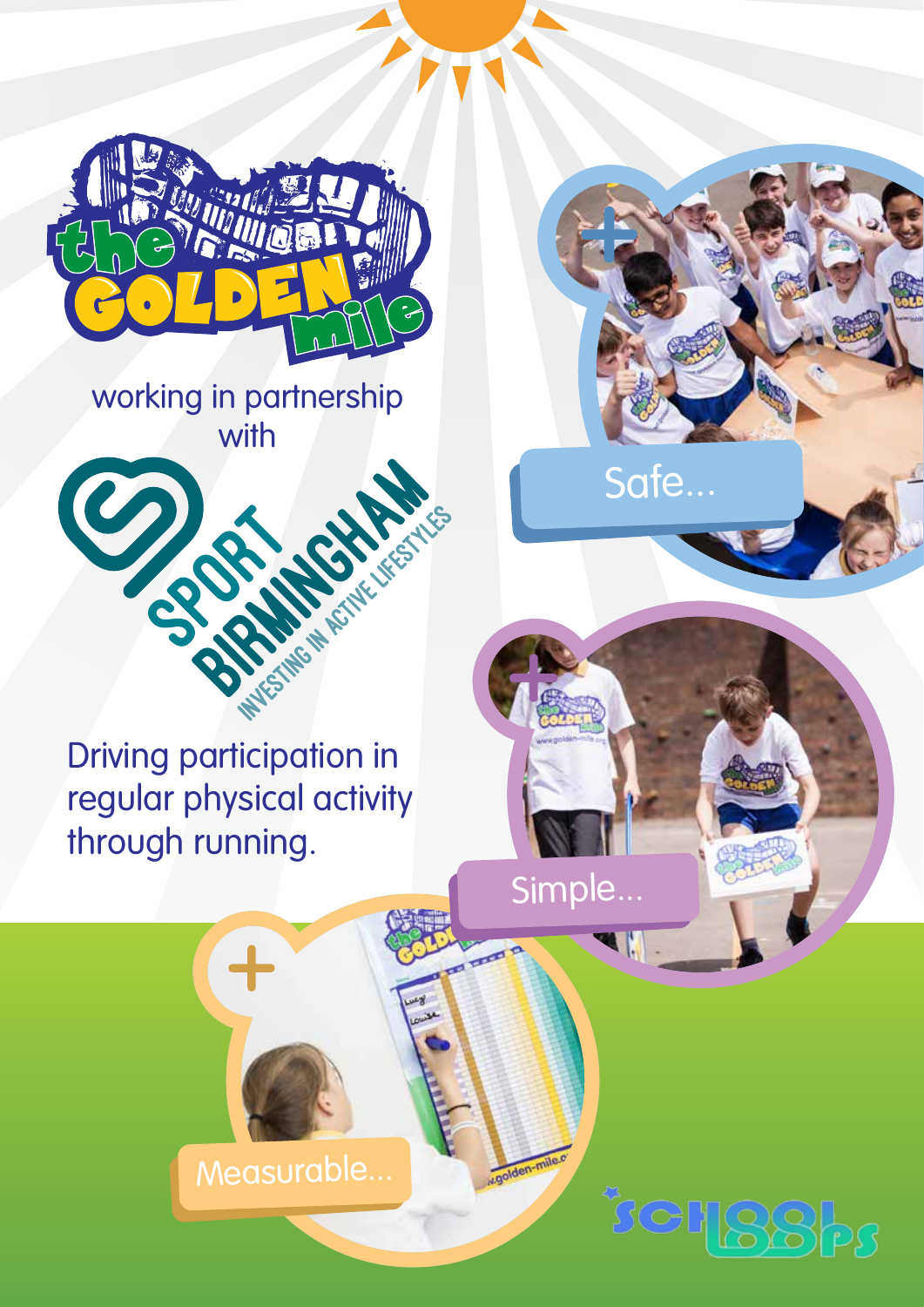# the GOLDEN mile

working in partnership with

SPORT BIRMINGHAM
INVESTING IN ACTIVE LIFESTYLES

Driving participation in regular physical activity through running.

Safe...

Simple...

Measurable...

SCHOOLS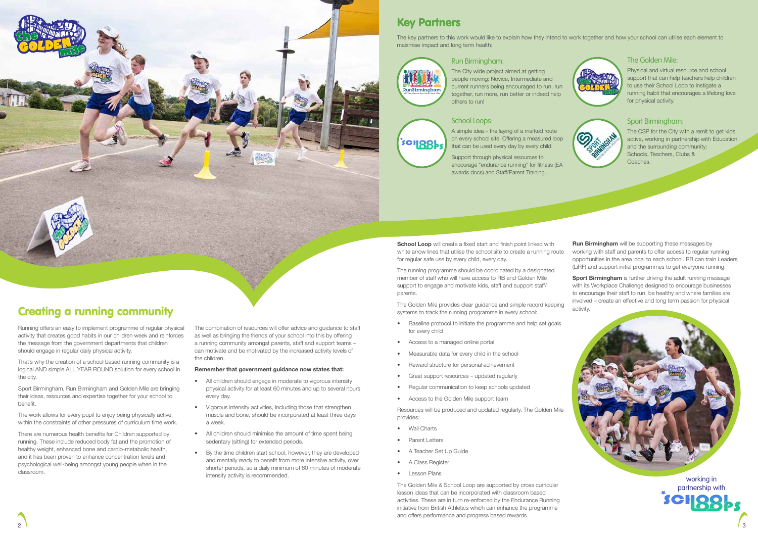# Creating a running community

Running offers an easy to implement programme of regular physical activity that creates good habits in our children week and reinforces the message from the government departments that children should engage in regular daily physical activity.

That's why the creation of a school based running community is a logical AND simple ALL YEAR ROUND solution for every school in the city.

Sport Birmingham, Run Birmingham and Golden Mile are bringing their ideas, resources and expertise together for your school to benefit.

The work allows for every pupil to enjoy being physically active, within the constraints of other pressures of curriculum time work.

There are numerous health benefits for Children supported by running. These include reduced body fat and the promotion of healthy weight, enhanced bone and cardio-metabolic health, and it has been proven to enhance concentration levels and psychological well-being amongst young people when in the classroom.

The combination of resources will offer advice and guidance to staff as well as bringing the friends of your school into this by offering a running community amongst parents, staff and support teams – can motivate and be motivated by the increased activity levels of the children.

**Remember that government guidance now states that:**

- All children should engage in moderate to vigorous intensity physical activity for at least 60 minutes and up to several hours every day.
- Vigorous intensity activities, including those that strengthen muscle and bone, should be incorporated at least three days a week.
- All children should minimise the amount of time spent being sedentary (sitting) for extended periods.
- By the time children start school, however, they are developed and mentally ready to benefit from more intensive activity, over shorter periods, so a daily minimum of 60 minutes of moderate intensity activity is recommended.

# Key Partners

The key partners to this work would like to explain how they intend to work together and how your school can utilise each element to maixmise impact and long term health:

### Run Birmingham:

The City wide project aimed at getting people moving: Novice, Intermediate and current runners being encouraged to run, run together, run more, run better or indeed help others to run!

### School Loops:

A simple idea – the laying of a marked route on every school site. Offering a measured loop that can be used every day by every child.

Support through physical resources to encourage "endurance running" for fitness (EA awards docs) and Staff/Parent Training.

### The Golden Mile:

Physical and virtual resource and school support that can help teachers help children to use their School Loop to instigate a running habit that encourages a lifelong love for physical activity.

### Sport Birmingham:

The CSP for the City with a remit to get kids active, working in partnership with Education and the surrounding community: Schools, Teachers, Clubs & Coaches.

**School Loop** will create a fixed start and finish point linked with white arrow lines that utilise the school site to create a running route for regular safe use by every child, every day.

The running programme should be coordinated by a designated member of staff who will have access to RB and Golden Mile support to engage and motivate kids, staff and support staff/ parents.

The Golden Mile provides clear guidance and simple record keeping systems to track the running programme in every school:

- Baseline protocol to initiate the programme and help set goals for every child
- Access to a managed online portal
- Measurable data for every child in the school
- Reward structure for personal achievement
- Great support resources – updated regularly
- Regular communication to keep schools updated
- Access to the Golden Mile support team

Resources will be produced and updated regularly. The Golden Mile provides:

- Wall Charts
- Parent Letters
- A Teacher Set Up Guide
- A Class Register
- Lesson Plans

The Golden Mile & School Loop are supported by cross curricular lesson ideas that can be incorporated with classroom based activities. These are in turn re-enforced by the Endurance Running initiative from British Athletics which can enhance the programme and offers performance and progress based rewards.

**Run Birmingham** will be supporting these messages by working with staff and parents to offer access to regular running opportunities in the area local to each school. RB can train Leaders (LiRF) and support initial programmes to get everyone running.

**Sport Birmingham** is further driving the adult running message with its Workplace Challenge designed to encourage businesses to encourage their staff to run, be healthy and where families are involved – create an effective and long term passion for physical activity.

working in partnership with School Loops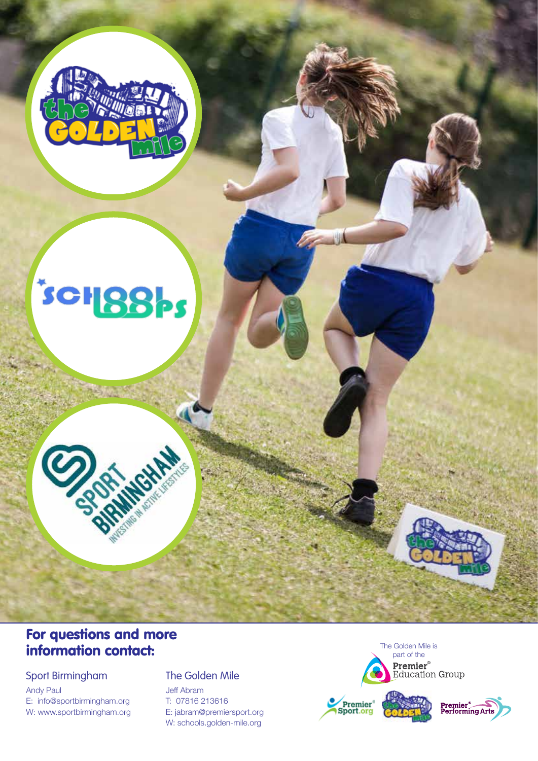## For questions and more information contact:

### Sport Birmingham

Andy Paul
E: info@sportbirmingham.org
W: www.sportbirmingham.org

### The Golden Mile

Jeff Abram
T: 07816 213616
E: jabram@premiersport.org
W: schools.golden-mile.org

The Golden Mile is part of the Premier® Education Group